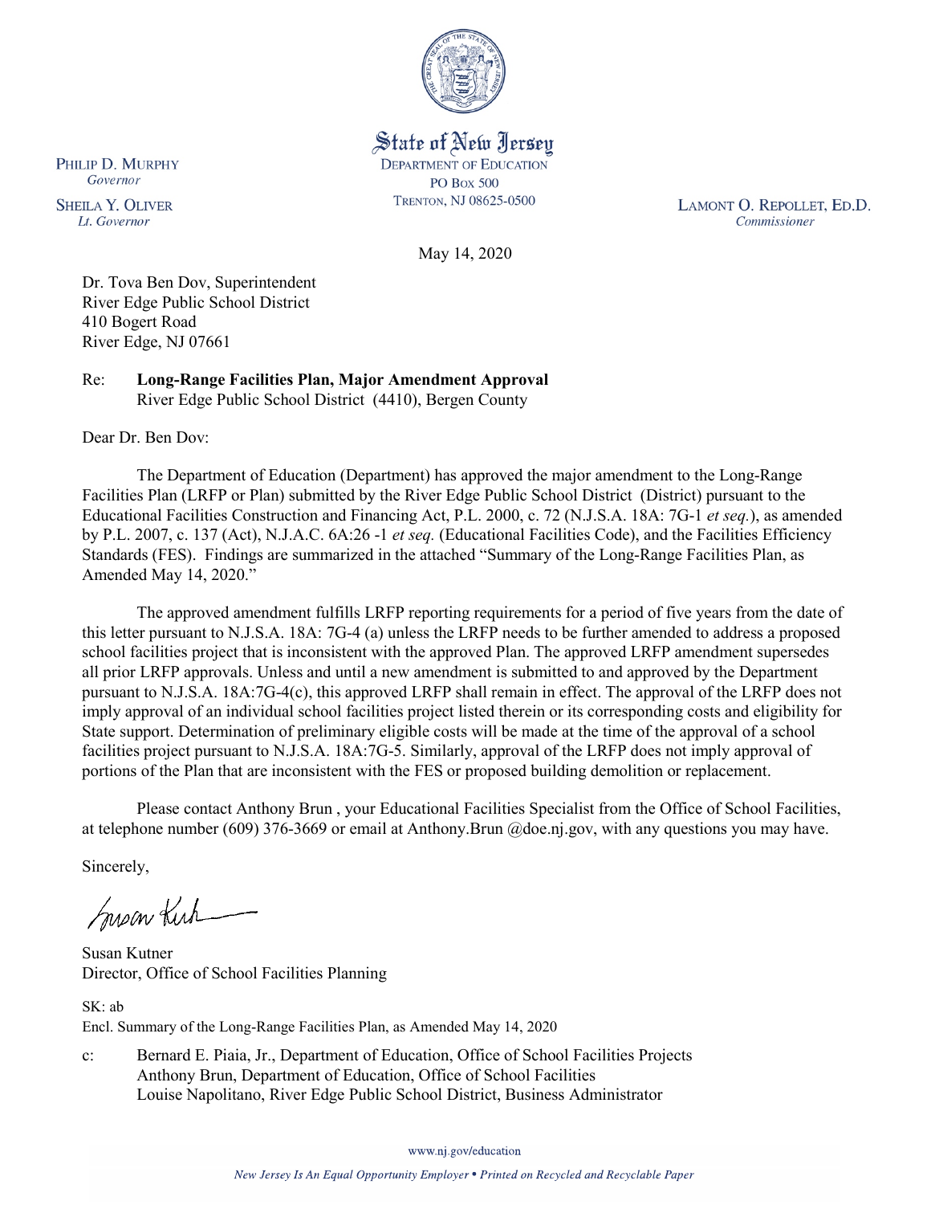State of New Jersey
DEPARTMENT OF EDUCATION
PO BOX 500
TRENTON, NJ 08625-0500

PHILIP D. MURPHY
*Governor*

SHEILA Y. OLIVER
*Lt. Governor*

LAMONT O. REPOLLET, ED.D.
*Commissioner*

May 14, 2020

Dr. Tova Ben Dov, Superintendent
River Edge Public School District
410 Bogert Road
River Edge, NJ 07661

Re: **Long-Range Facilities Plan, Major Amendment Approval**
River Edge Public School District (4410), Bergen County

Dear Dr. Ben Dov:

The Department of Education (Department) has approved the major amendment to the Long-Range Facilities Plan (LRFP or Plan) submitted by the River Edge Public School District (District) pursuant to the Educational Facilities Construction and Financing Act, P.L. 2000, c. 72 (N.J.S.A. 18A: 7G-1 *et seq.*), as amended by P.L. 2007, c. 137 (Act), N.J.A.C. 6A:26 -1 *et seq.* (Educational Facilities Code), and the Facilities Efficiency Standards (FES). Findings are summarized in the attached "Summary of the Long-Range Facilities Plan, as Amended May 14, 2020."

The approved amendment fulfills LRFP reporting requirements for a period of five years from the date of this letter pursuant to N.J.S.A. 18A: 7G-4 (a) unless the LRFP needs to be further amended to address a proposed school facilities project that is inconsistent with the approved Plan. The approved LRFP amendment supersedes all prior LRFP approvals. Unless and until a new amendment is submitted to and approved by the Department pursuant to N.J.S.A. 18A:7G-4(c), this approved LRFP shall remain in effect. The approval of the LRFP does not imply approval of an individual school facilities project listed therein or its corresponding costs and eligibility for State support. Determination of preliminary eligible costs will be made at the time of the approval of a school facilities project pursuant to N.J.S.A. 18A:7G-5. Similarly, approval of the LRFP does not imply approval of portions of the Plan that are inconsistent with the FES or proposed building demolition or replacement.

Please contact Anthony Brun , your Educational Facilities Specialist from the Office of School Facilities, at telephone number (609) 376-3669 or email at Anthony.Brun @doe.nj.gov, with any questions you may have.

Sincerely,

Susan Kutner
Director, Office of School Facilities Planning

SK: ab
Encl. Summary of the Long-Range Facilities Plan, as Amended May 14, 2020

c: Bernard E. Piaia, Jr., Department of Education, Office of School Facilities Projects
Anthony Brun, Department of Education, Office of School Facilities
Louise Napolitano, River Edge Public School District, Business Administrator

www.nj.gov/education

*New Jersey Is An Equal Opportunity Employer • Printed on Recycled and Recyclable Paper*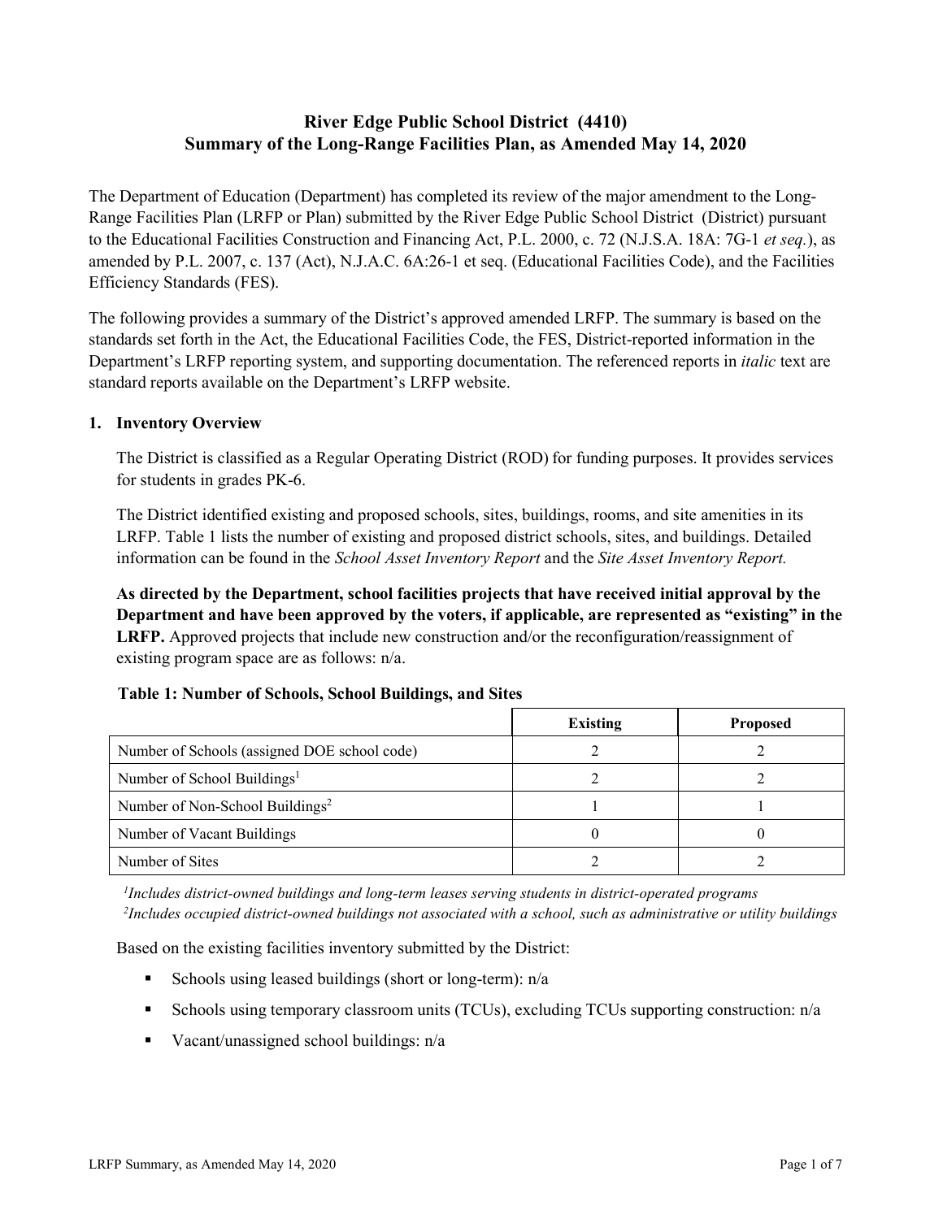# River Edge Public School District (4410)
# Summary of the Long-Range Facilities Plan, as Amended May 14, 2020

The Department of Education (Department) has completed its review of the major amendment to the Long-Range Facilities Plan (LRFP or Plan) submitted by the River Edge Public School District (District) pursuant to the Educational Facilities Construction and Financing Act, P.L. 2000, c. 72 (N.J.S.A. 18A: 7G-1 *et seq.*), as amended by P.L. 2007, c. 137 (Act), N.J.A.C. 6A:26-1 et seq. (Educational Facilities Code), and the Facilities Efficiency Standards (FES).

The following provides a summary of the District's approved amended LRFP. The summary is based on the standards set forth in the Act, the Educational Facilities Code, the FES, District-reported information in the Department's LRFP reporting system, and supporting documentation. The referenced reports in *italic* text are standard reports available on the Department's LRFP website.

## 1. Inventory Overview

The District is classified as a Regular Operating District (ROD) for funding purposes. It provides services for students in grades PK-6.

The District identified existing and proposed schools, sites, buildings, rooms, and site amenities in its LRFP. Table 1 lists the number of existing and proposed district schools, sites, and buildings. Detailed information can be found in the *School Asset Inventory Report* and the *Site Asset Inventory Report.*

**As directed by the Department, school facilities projects that have received initial approval by the Department and have been approved by the voters, if applicable, are represented as "existing" in the LRFP.** Approved projects that include new construction and/or the reconfiguration/reassignment of existing program space are as follows: n/a.

**Table 1: Number of Schools, School Buildings, and Sites**

| | Existing | Proposed |
|---|---|---|
| Number of Schools (assigned DOE school code) | 2 | 2 |
| Number of School Buildings[1] | 2 | 2 |
| Number of Non-School Buildings[2] | 1 | 1 |
| Number of Vacant Buildings | 0 | 0 |
| Number of Sites | 2 | 2 |

*[1]Includes district-owned buildings and long-term leases serving students in district-operated programs*
*[2]Includes occupied district-owned buildings not associated with a school, such as administrative or utility buildings*

Based on the existing facilities inventory submitted by the District:

- Schools using leased buildings (short or long-term): n/a
- Schools using temporary classroom units (TCUs), excluding TCUs supporting construction: n/a
- Vacant/unassigned school buildings: n/a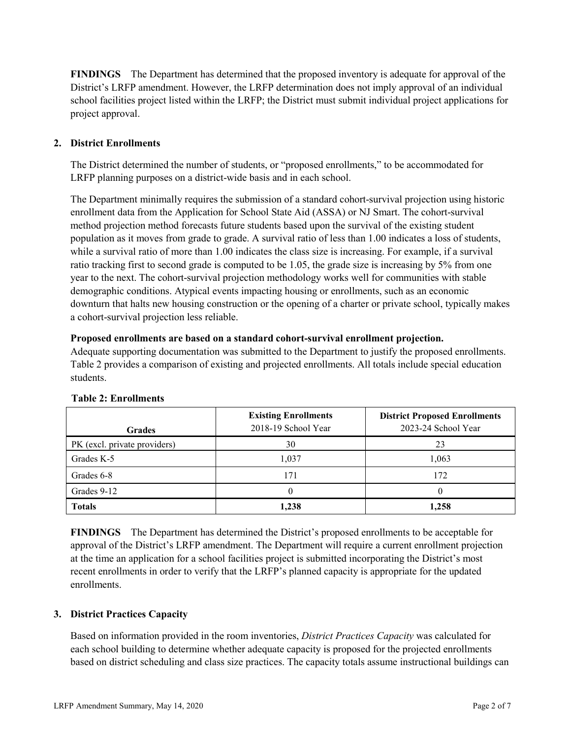**FINDINGS** The Department has determined that the proposed inventory is adequate for approval of the District's LRFP amendment. However, the LRFP determination does not imply approval of an individual school facilities project listed within the LRFP; the District must submit individual project applications for project approval.

## 2. District Enrollments

The District determined the number of students, or "proposed enrollments," to be accommodated for LRFP planning purposes on a district-wide basis and in each school.

The Department minimally requires the submission of a standard cohort-survival projection using historic enrollment data from the Application for School State Aid (ASSA) or NJ Smart. The cohort-survival method projection method forecasts future students based upon the survival of the existing student population as it moves from grade to grade. A survival ratio of less than 1.00 indicates a loss of students, while a survival ratio of more than 1.00 indicates the class size is increasing. For example, if a survival ratio tracking first to second grade is computed to be 1.05, the grade size is increasing by 5% from one year to the next. The cohort-survival projection methodology works well for communities with stable demographic conditions. Atypical events impacting housing or enrollments, such as an economic downturn that halts new housing construction or the opening of a charter or private school, typically makes a cohort-survival projection less reliable.

**Proposed enrollments are based on a standard cohort-survival enrollment projection.**
Adequate supporting documentation was submitted to the Department to justify the proposed enrollments. Table 2 provides a comparison of existing and projected enrollments. All totals include special education students.

**Table 2: Enrollments**

| Grades | Existing Enrollments 2018-19 School Year | District Proposed Enrollments 2023-24 School Year |
|---|---|---|
| PK (excl. private providers) | 30 | 23 |
| Grades K-5 | 1,037 | 1,063 |
| Grades 6-8 | 171 | 172 |
| Grades 9-12 | 0 | 0 |
| **Totals** | **1,238** | **1,258** |

**FINDINGS** The Department has determined the District's proposed enrollments to be acceptable for approval of the District's LRFP amendment. The Department will require a current enrollment projection at the time an application for a school facilities project is submitted incorporating the District's most recent enrollments in order to verify that the LRFP's planned capacity is appropriate for the updated enrollments.

## 3. District Practices Capacity

Based on information provided in the room inventories, *District Practices Capacity* was calculated for each school building to determine whether adequate capacity is proposed for the projected enrollments based on district scheduling and class size practices. The capacity totals assume instructional buildings can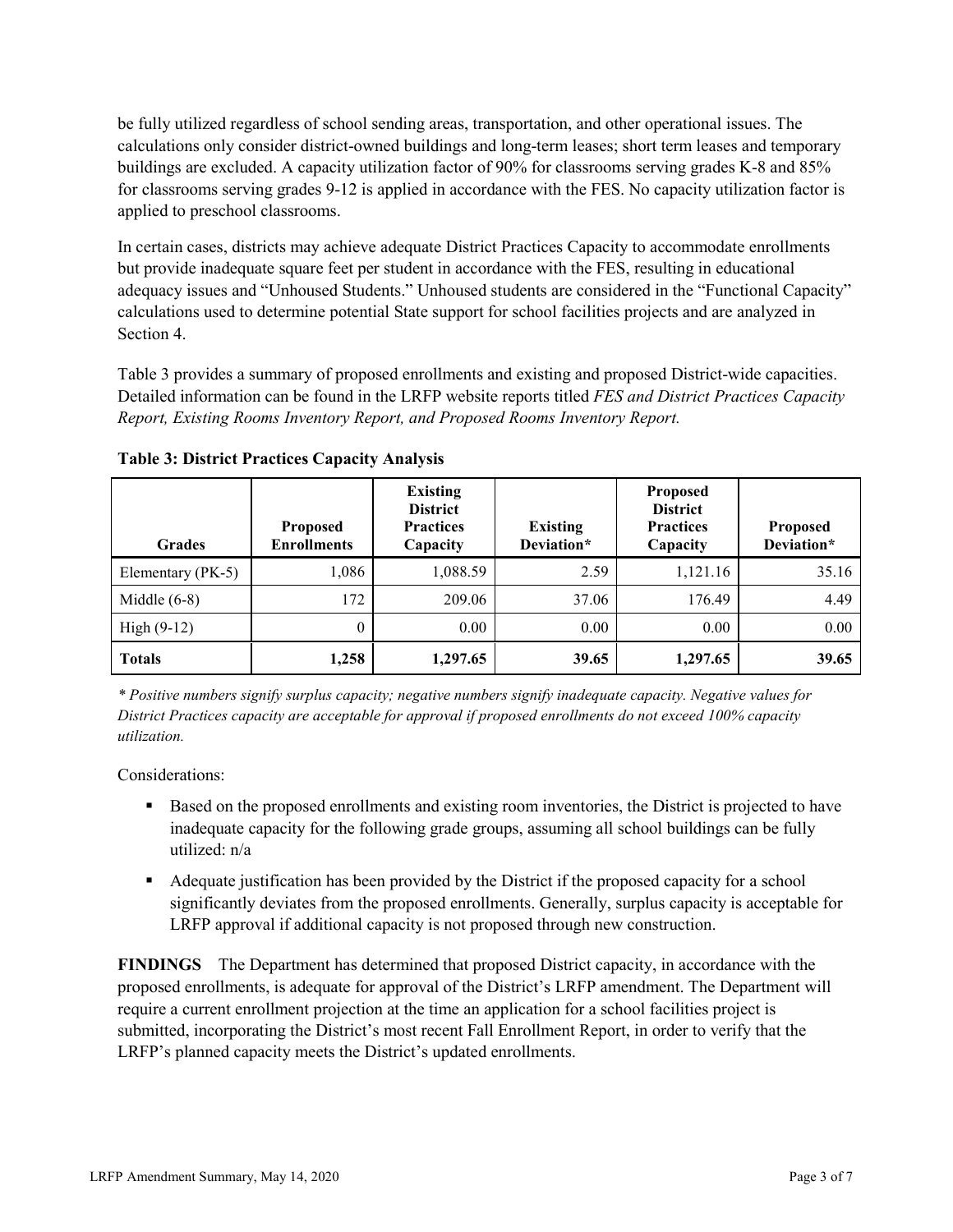be fully utilized regardless of school sending areas, transportation, and other operational issues. The calculations only consider district-owned buildings and long-term leases; short term leases and temporary buildings are excluded. A capacity utilization factor of 90% for classrooms serving grades K-8 and 85% for classrooms serving grades 9-12 is applied in accordance with the FES. No capacity utilization factor is applied to preschool classrooms.

In certain cases, districts may achieve adequate District Practices Capacity to accommodate enrollments but provide inadequate square feet per student in accordance with the FES, resulting in educational adequacy issues and "Unhoused Students." Unhoused students are considered in the "Functional Capacity" calculations used to determine potential State support for school facilities projects and are analyzed in Section 4.

Table 3 provides a summary of proposed enrollments and existing and proposed District-wide capacities. Detailed information can be found in the LRFP website reports titled *FES and District Practices Capacity Report, Existing Rooms Inventory Report, and Proposed Rooms Inventory Report.*

**Table 3: District Practices Capacity Analysis**

| Grades | Proposed Enrollments | Existing District Practices Capacity | Existing Deviation* | Proposed District Practices Capacity | Proposed Deviation* |
|---|---|---|---|---|---|
| Elementary (PK-5) | 1,086 | 1,088.59 | 2.59 | 1,121.16 | 35.16 |
| Middle (6-8) | 172 | 209.06 | 37.06 | 176.49 | 4.49 |
| High (9-12) | 0 | 0.00 | 0.00 | 0.00 | 0.00 |
| **Totals** | **1,258** | **1,297.65** | **39.65** | **1,297.65** | **39.65** |

*\* Positive numbers signify surplus capacity; negative numbers signify inadequate capacity. Negative values for District Practices capacity are acceptable for approval if proposed enrollments do not exceed 100% capacity utilization.*

Considerations:

- Based on the proposed enrollments and existing room inventories, the District is projected to have inadequate capacity for the following grade groups, assuming all school buildings can be fully utilized: n/a
- Adequate justification has been provided by the District if the proposed capacity for a school significantly deviates from the proposed enrollments. Generally, surplus capacity is acceptable for LRFP approval if additional capacity is not proposed through new construction.

**FINDINGS** The Department has determined that proposed District capacity, in accordance with the proposed enrollments, is adequate for approval of the District's LRFP amendment. The Department will require a current enrollment projection at the time an application for a school facilities project is submitted, incorporating the District's most recent Fall Enrollment Report, in order to verify that the LRFP's planned capacity meets the District's updated enrollments.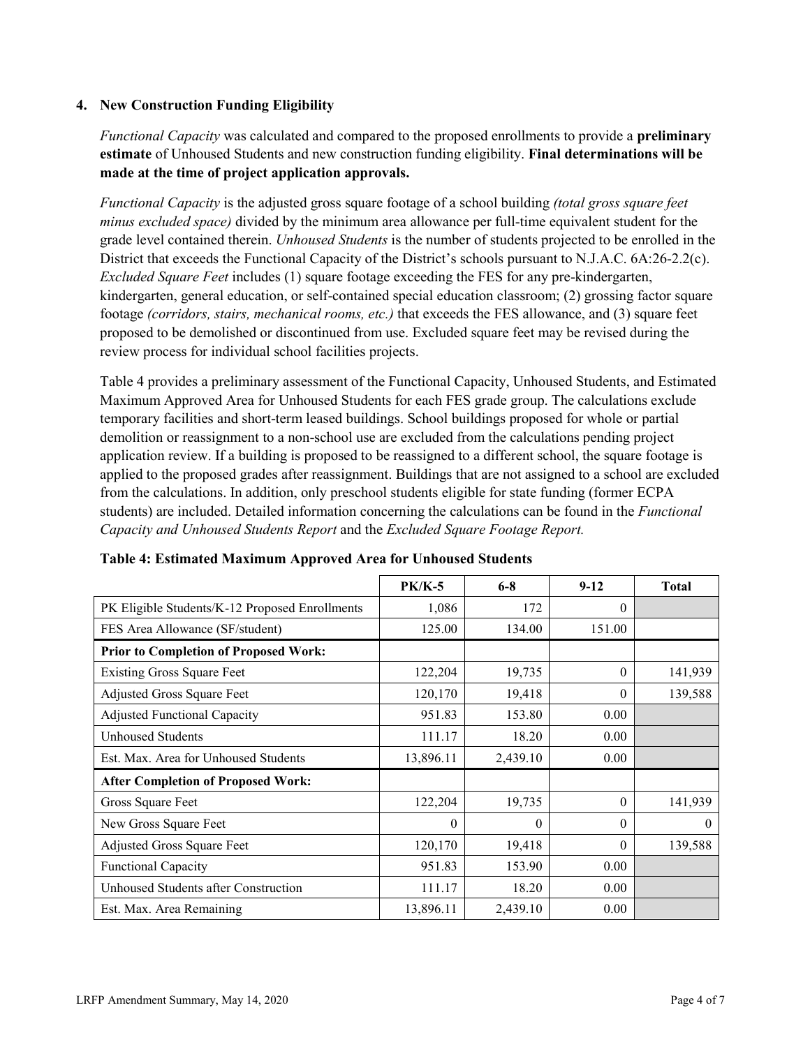### 4. New Construction Funding Eligibility

*Functional Capacity* was calculated and compared to the proposed enrollments to provide a **preliminary estimate** of Unhoused Students and new construction funding eligibility. **Final determinations will be made at the time of project application approvals.**

*Functional Capacity* is the adjusted gross square footage of a school building *(total gross square feet minus excluded space)* divided by the minimum area allowance per full-time equivalent student for the grade level contained therein. *Unhoused Students* is the number of students projected to be enrolled in the District that exceeds the Functional Capacity of the District's schools pursuant to N.J.A.C. 6A:26-2.2(c). *Excluded Square Feet* includes (1) square footage exceeding the FES for any pre-kindergarten, kindergarten, general education, or self-contained special education classroom; (2) grossing factor square footage *(corridors, stairs, mechanical rooms, etc.)* that exceeds the FES allowance, and (3) square feet proposed to be demolished or discontinued from use. Excluded square feet may be revised during the review process for individual school facilities projects.

Table 4 provides a preliminary assessment of the Functional Capacity, Unhoused Students, and Estimated Maximum Approved Area for Unhoused Students for each FES grade group. The calculations exclude temporary facilities and short-term leased buildings. School buildings proposed for whole or partial demolition or reassignment to a non-school use are excluded from the calculations pending project application review. If a building is proposed to be reassigned to a different school, the square footage is applied to the proposed grades after reassignment. Buildings that are not assigned to a school are excluded from the calculations. In addition, only preschool students eligible for state funding (former ECPA students) are included. Detailed information concerning the calculations can be found in the *Functional Capacity and Unhoused Students Report* and the *Excluded Square Footage Report.*

**Table 4: Estimated Maximum Approved Area for Unhoused Students**

| | PK/K-5 | 6-8 | 9-12 | Total |
|---|---|---|---|---|
| PK Eligible Students/K-12 Proposed Enrollments | 1,086 | 172 | 0 | |
| FES Area Allowance (SF/student) | 125.00 | 134.00 | 151.00 | |
| **Prior to Completion of Proposed Work:** | | | | |
| Existing Gross Square Feet | 122,204 | 19,735 | 0 | 141,939 |
| Adjusted Gross Square Feet | 120,170 | 19,418 | 0 | 139,588 |
| Adjusted Functional Capacity | 951.83 | 153.80 | 0.00 | |
| Unhoused Students | 111.17 | 18.20 | 0.00 | |
| Est. Max. Area for Unhoused Students | 13,896.11 | 2,439.10 | 0.00 | |
| **After Completion of Proposed Work:** | | | | |
| Gross Square Feet | 122,204 | 19,735 | 0 | 141,939 |
| New Gross Square Feet | 0 | 0 | 0 | 0 |
| Adjusted Gross Square Feet | 120,170 | 19,418 | 0 | 139,588 |
| Functional Capacity | 951.83 | 153.90 | 0.00 | |
| Unhoused Students after Construction | 111.17 | 18.20 | 0.00 | |
| Est. Max. Area Remaining | 13,896.11 | 2,439.10 | 0.00 | |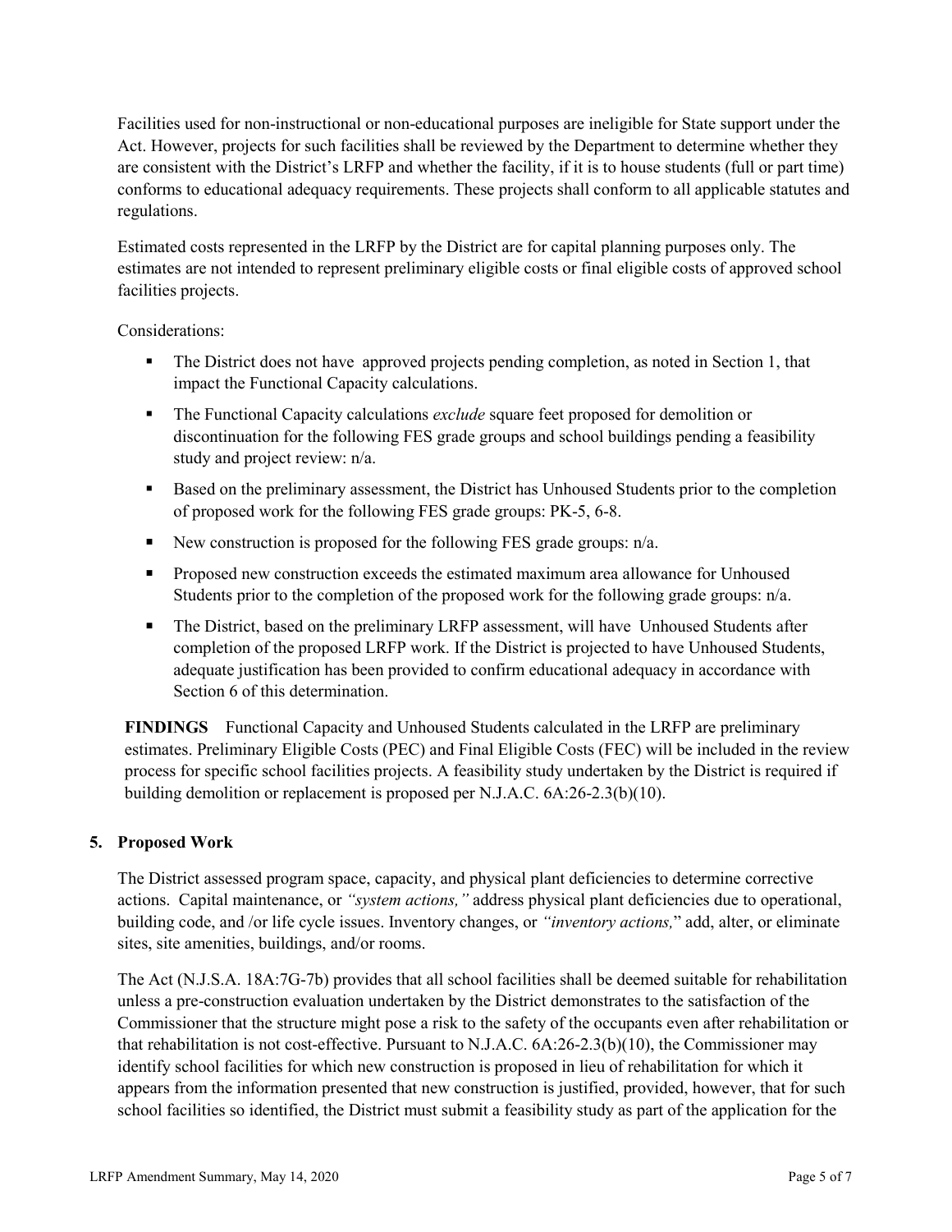Facilities used for non-instructional or non-educational purposes are ineligible for State support under the Act. However, projects for such facilities shall be reviewed by the Department to determine whether they are consistent with the District's LRFP and whether the facility, if it is to house students (full or part time) conforms to educational adequacy requirements. These projects shall conform to all applicable statutes and regulations.

Estimated costs represented in the LRFP by the District are for capital planning purposes only. The estimates are not intended to represent preliminary eligible costs or final eligible costs of approved school facilities projects.

Considerations:

- The District does not have approved projects pending completion, as noted in Section 1, that impact the Functional Capacity calculations.
- The Functional Capacity calculations *exclude* square feet proposed for demolition or discontinuation for the following FES grade groups and school buildings pending a feasibility study and project review: n/a.
- Based on the preliminary assessment, the District has Unhoused Students prior to the completion of proposed work for the following FES grade groups: PK-5, 6-8.
- New construction is proposed for the following FES grade groups: n/a.
- Proposed new construction exceeds the estimated maximum area allowance for Unhoused Students prior to the completion of the proposed work for the following grade groups: n/a.
- The District, based on the preliminary LRFP assessment, will have Unhoused Students after completion of the proposed LRFP work. If the District is projected to have Unhoused Students, adequate justification has been provided to confirm educational adequacy in accordance with Section 6 of this determination.

**FINDINGS** Functional Capacity and Unhoused Students calculated in the LRFP are preliminary estimates. Preliminary Eligible Costs (PEC) and Final Eligible Costs (FEC) will be included in the review process for specific school facilities projects. A feasibility study undertaken by the District is required if building demolition or replacement is proposed per N.J.A.C. 6A:26-2.3(b)(10).

## 5. Proposed Work

The District assessed program space, capacity, and physical plant deficiencies to determine corrective actions. Capital maintenance, or *"system actions,"* address physical plant deficiencies due to operational, building code, and /or life cycle issues. Inventory changes, or *"inventory actions,"* add, alter, or eliminate sites, site amenities, buildings, and/or rooms.

The Act (N.J.S.A. 18A:7G-7b) provides that all school facilities shall be deemed suitable for rehabilitation unless a pre-construction evaluation undertaken by the District demonstrates to the satisfaction of the Commissioner that the structure might pose a risk to the safety of the occupants even after rehabilitation or that rehabilitation is not cost-effective. Pursuant to N.J.A.C. 6A:26-2.3(b)(10), the Commissioner may identify school facilities for which new construction is proposed in lieu of rehabilitation for which it appears from the information presented that new construction is justified, provided, however, that for such school facilities so identified, the District must submit a feasibility study as part of the application for the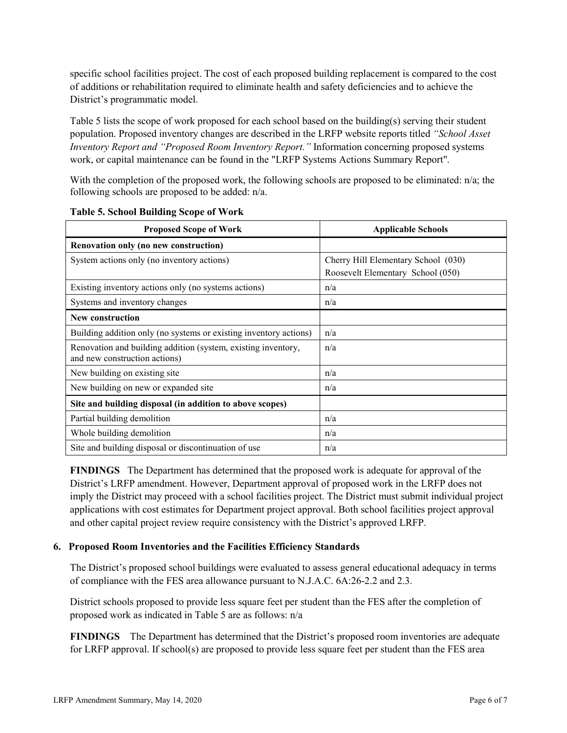specific school facilities project. The cost of each proposed building replacement is compared to the cost of additions or rehabilitation required to eliminate health and safety deficiencies and to achieve the District's programmatic model.

Table 5 lists the scope of work proposed for each school based on the building(s) serving their student population. Proposed inventory changes are described in the LRFP website reports titled *"School Asset Inventory Report and "Proposed Room Inventory Report."* Information concerning proposed systems work, or capital maintenance can be found in the "LRFP Systems Actions Summary Report".

With the completion of the proposed work, the following schools are proposed to be eliminated: n/a; the following schools are proposed to be added: n/a.

**Table 5. School Building Scope of Work**

| Proposed Scope of Work | Applicable Schools |
|---|---|
| **Renovation only (no new construction)** | |
| System actions only (no inventory actions) | Cherry Hill Elementary School (030)<br>Roosevelt Elementary School (050) |
| Existing inventory actions only (no systems actions) | n/a |
| Systems and inventory changes | n/a |
| **New construction** | |
| Building addition only (no systems or existing inventory actions) | n/a |
| Renovation and building addition (system, existing inventory, and new construction actions) | n/a |
| New building on existing site | n/a |
| New building on new or expanded site | n/a |
| **Site and building disposal (in addition to above scopes)** | |
| Partial building demolition | n/a |
| Whole building demolition | n/a |
| Site and building disposal or discontinuation of use | n/a |

**FINDINGS** The Department has determined that the proposed work is adequate for approval of the District's LRFP amendment. However, Department approval of proposed work in the LRFP does not imply the District may proceed with a school facilities project. The District must submit individual project applications with cost estimates for Department project approval. Both school facilities project approval and other capital project review require consistency with the District's approved LRFP.

## 6. Proposed Room Inventories and the Facilities Efficiency Standards

The District's proposed school buildings were evaluated to assess general educational adequacy in terms of compliance with the FES area allowance pursuant to N.J.A.C. 6A:26-2.2 and 2.3.

District schools proposed to provide less square feet per student than the FES after the completion of proposed work as indicated in Table 5 are as follows: n/a

**FINDINGS** The Department has determined that the District's proposed room inventories are adequate for LRFP approval. If school(s) are proposed to provide less square feet per student than the FES area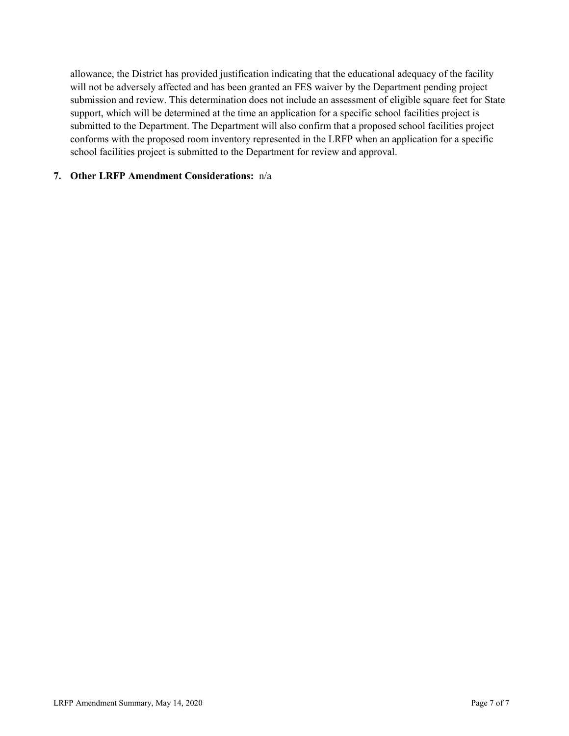allowance, the District has provided justification indicating that the educational adequacy of the facility will not be adversely affected and has been granted an FES waiver by the Department pending project submission and review. This determination does not include an assessment of eligible square feet for State support, which will be determined at the time an application for a specific school facilities project is submitted to the Department. The Department will also confirm that a proposed school facilities project conforms with the proposed room inventory represented in the LRFP when an application for a specific school facilities project is submitted to the Department for review and approval.

**7. Other LRFP Amendment Considerations:** n/a